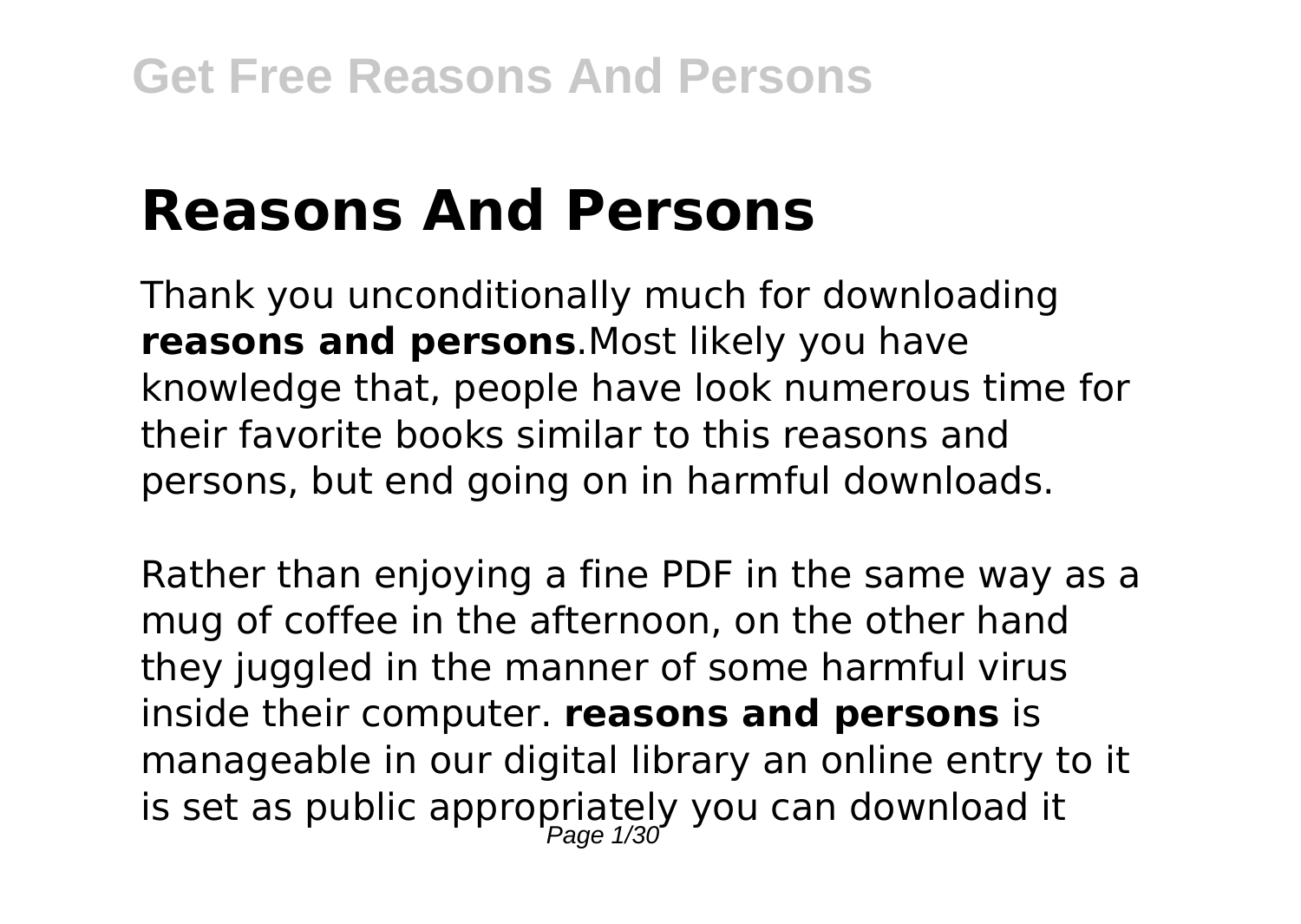# Reasons And Persons

Thank you unconditionally much for downloading **reasons and persons**.Most likely you have knowledge that, people have look numerous time for their favorite books similar to this reasons and persons, but end going on in harmful downloads.

Rather than enjoying a fine PDF in the same way as a mug of coffee in the afternoon, on the other hand they juggled in the manner of some harmful virus inside their computer. **reasons and persons** is manageable in our digital library an online entry to it is set as public appropriately you can download it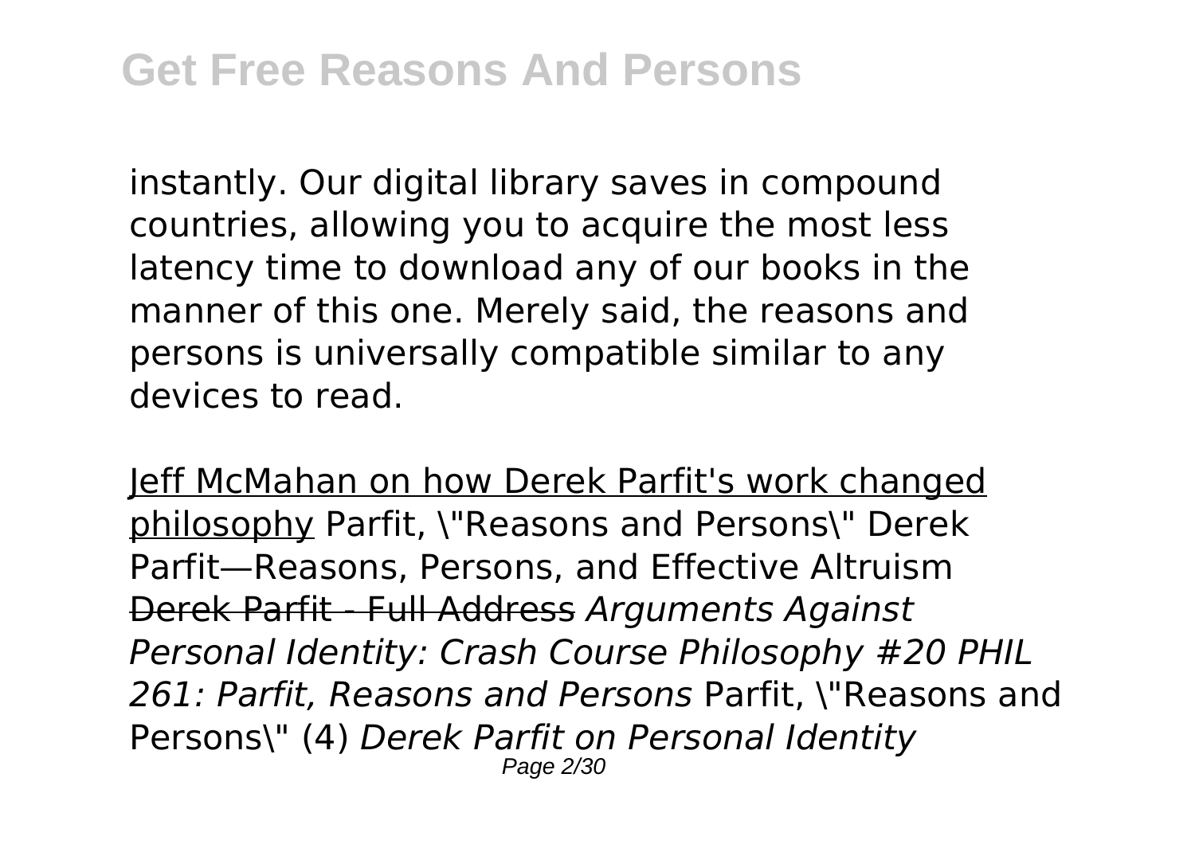instantly. Our digital library saves in compound countries, allowing you to acquire the most less latency time to download any of our books in the manner of this one. Merely said, the reasons and persons is universally compatible similar to any devices to read.

Jeff McMahan on how Derek Parfit's work changed philosophy Parfit, \"Reasons and Persons\" Derek Parfit—Reasons, Persons, and Effective Altruism ~~Derek Parfit - Full Address~~ *Arguments Against Personal Identity: Crash Course Philosophy #20 PHIL 261: Parfit, Reasons and Persons* Parfit, \"Reasons and Persons\" (4) *Derek Parfit on Personal Identity*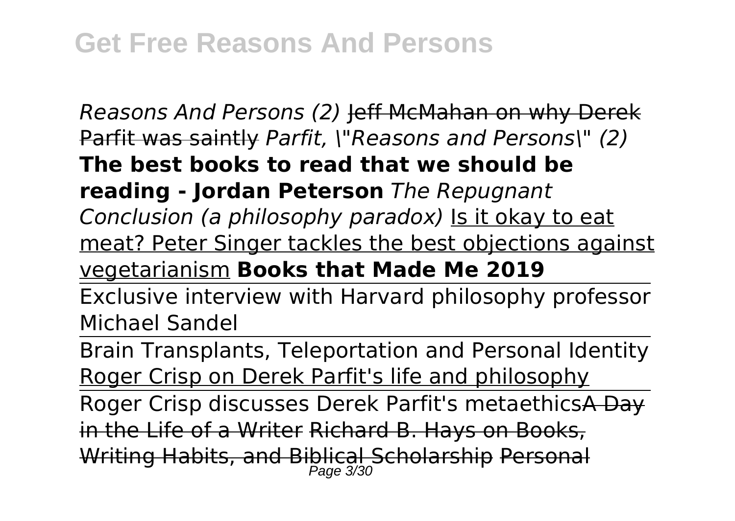*Reasons And Persons (2)* Jeff McMahan on why Derek Parfit was saintly *Parfit, \"Reasons and Persons\" (2)* **The best books to read that we should be reading - Jordan Peterson** *The Repugnant Conclusion (a philosophy paradox)* Is it okay to eat meat? Peter Singer tackles the best objections against vegetarianism **Books that Made Me 2019**

Exclusive interview with Harvard philosophy professor Michael Sandel

Brain Transplants, Teleportation and Personal Identity Roger Crisp on Derek Parfit's life and philosophy

Roger Crisp discusses Derek Parfit's metaethicsA Day in the Life of a Writer Richard B. Hays on Books, Writing Habits, and Biblical Scholarship Personal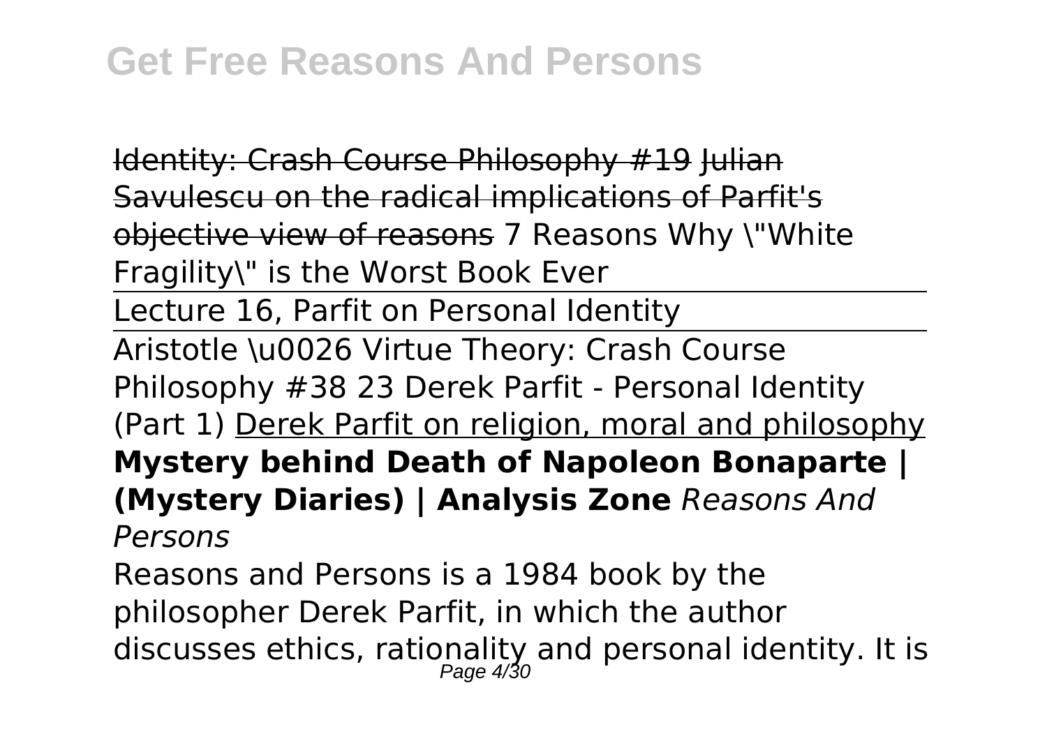Identity: Crash Course Philosophy #19 Julian Savulescu on the radical implications of Parfit's objective view of reasons 7 Reasons Why \"White Fragility\" is the Worst Book Ever

Lecture 16, Parfit on Personal Identity

Aristotle \u0026 Virtue Theory: Crash Course Philosophy #38 23 Derek Parfit - Personal Identity (Part 1) Derek Parfit on religion, moral and philosophy **Mystery behind Death of Napoleon Bonaparte | (Mystery Diaries) | Analysis Zone** *Reasons And Persons*

Reasons and Persons is a 1984 book by the philosopher Derek Parfit, in which the author discusses ethics, rationality and personal identity. It is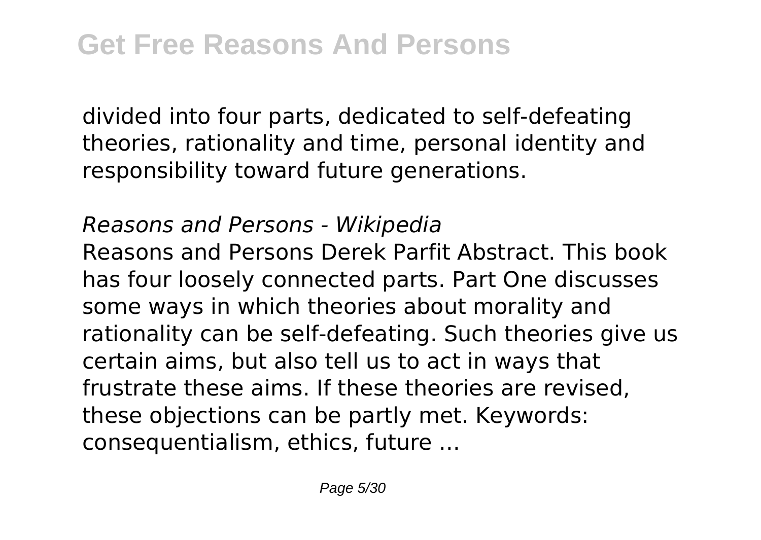divided into four parts, dedicated to self-defeating theories, rationality and time, personal identity and responsibility toward future generations.

*Reasons and Persons - Wikipedia*

Reasons and Persons Derek Parfit Abstract. This book has four loosely connected parts. Part One discusses some ways in which theories about morality and rationality can be self-defeating. Such theories give us certain aims, but also tell us to act in ways that frustrate these aims. If these theories are revised, these objections can be partly met. Keywords: consequentialism, ethics, future ...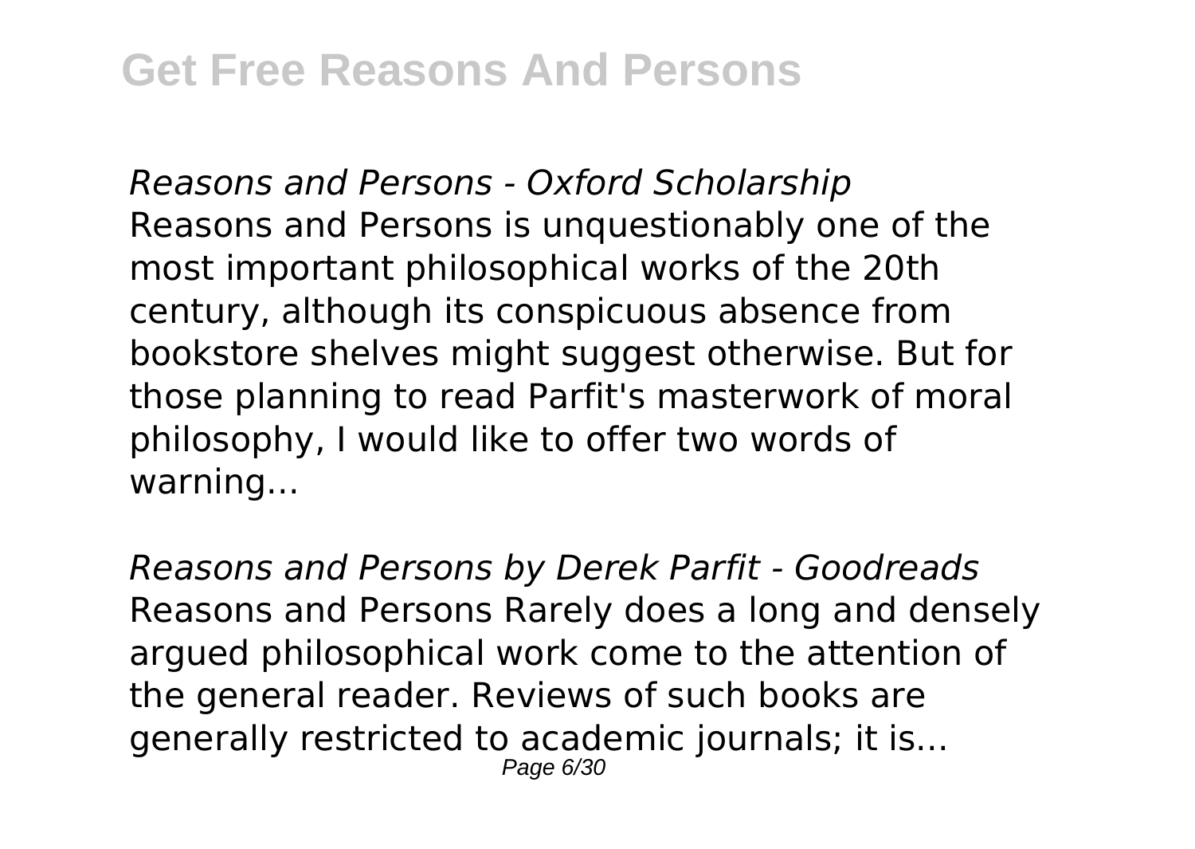*Reasons and Persons - Oxford Scholarship*
Reasons and Persons is unquestionably one of the most important philosophical works of the 20th century, although its conspicuous absence from bookstore shelves might suggest otherwise. But for those planning to read Parfit's masterwork of moral philosophy, I would like to offer two words of warning...

*Reasons and Persons by Derek Parfit - Goodreads*
Reasons and Persons Rarely does a long and densely argued philosophical work come to the attention of the general reader. Reviews of such books are generally restricted to academic journals; it is...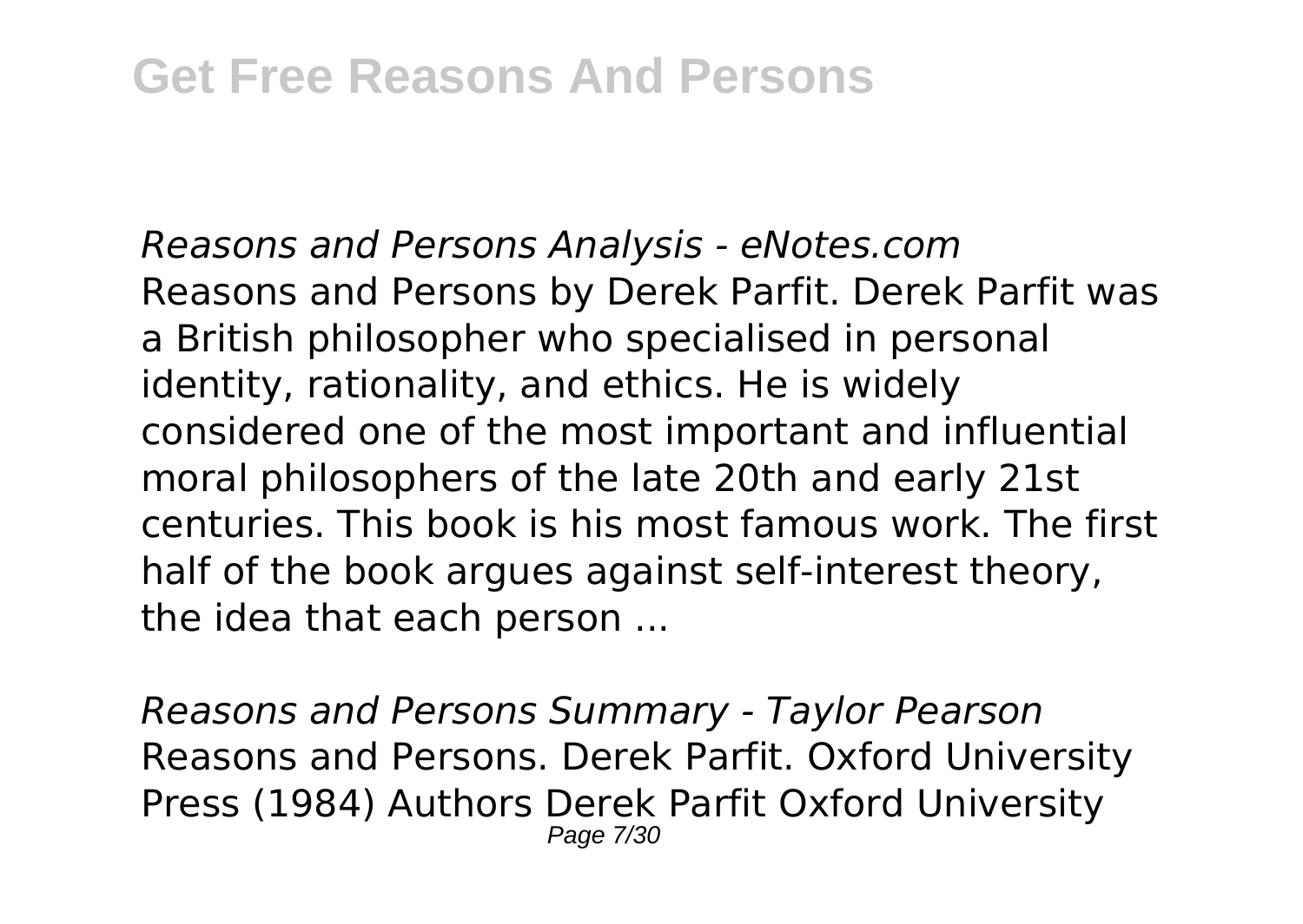*Reasons and Persons Analysis - eNotes.com*
Reasons and Persons by Derek Parfit. Derek Parfit was a British philosopher who specialised in personal identity, rationality, and ethics. He is widely considered one of the most important and influential moral philosophers of the late 20th and early 21st centuries. This book is his most famous work. The first half of the book argues against self-interest theory, the idea that each person ...

*Reasons and Persons Summary - Taylor Pearson*
Reasons and Persons. Derek Parfit. Oxford University Press (1984) Authors Derek Parfit Oxford University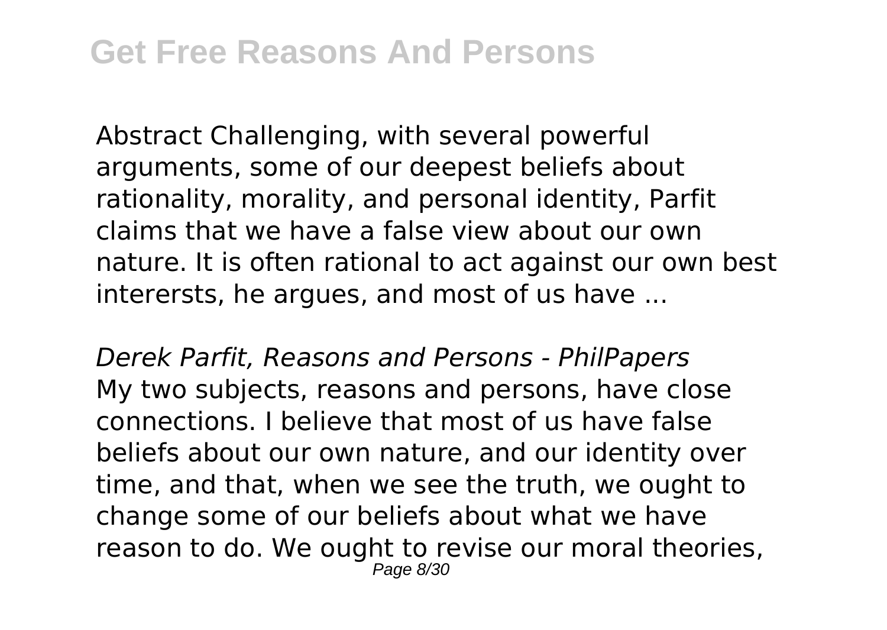Abstract Challenging, with several powerful arguments, some of our deepest beliefs about rationality, morality, and personal identity, Parfit claims that we have a false view about our own nature. It is often rational to act against our own best interersts, he argues, and most of us have ...

*Derek Parfit, Reasons and Persons - PhilPapers*

My two subjects, reasons and persons, have close connections. I believe that most of us have false beliefs about our own nature, and our identity over time, and that, when we see the truth, we ought to change some of our beliefs about what we have reason to do. We ought to revise our moral theories,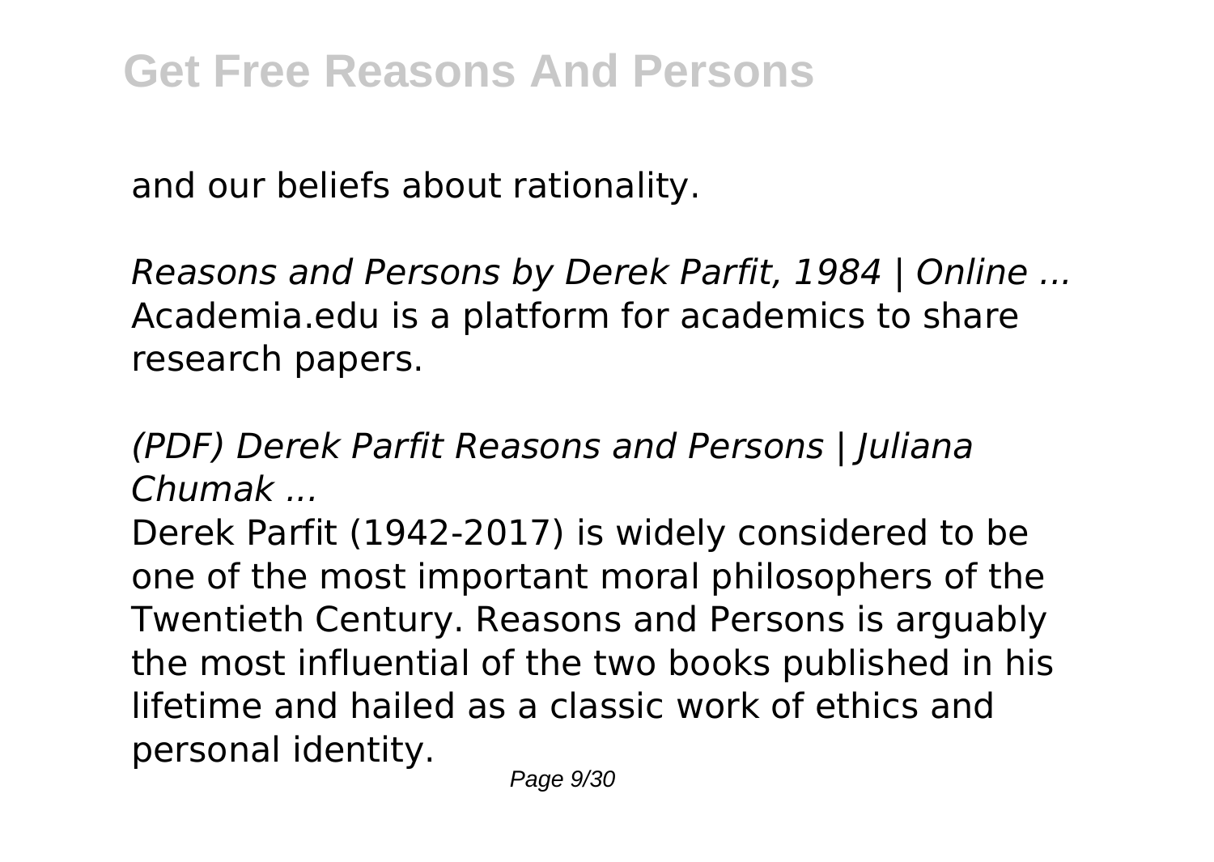and our beliefs about rationality.

*Reasons and Persons by Derek Parfit, 1984 | Online ...*
Academia.edu is a platform for academics to share research papers.

*(PDF) Derek Parfit Reasons and Persons | Juliana Chumak ...*

Derek Parfit (1942-2017) is widely considered to be one of the most important moral philosophers of the Twentieth Century. Reasons and Persons is arguably the most influential of the two books published in his lifetime and hailed as a classic work of ethics and personal identity.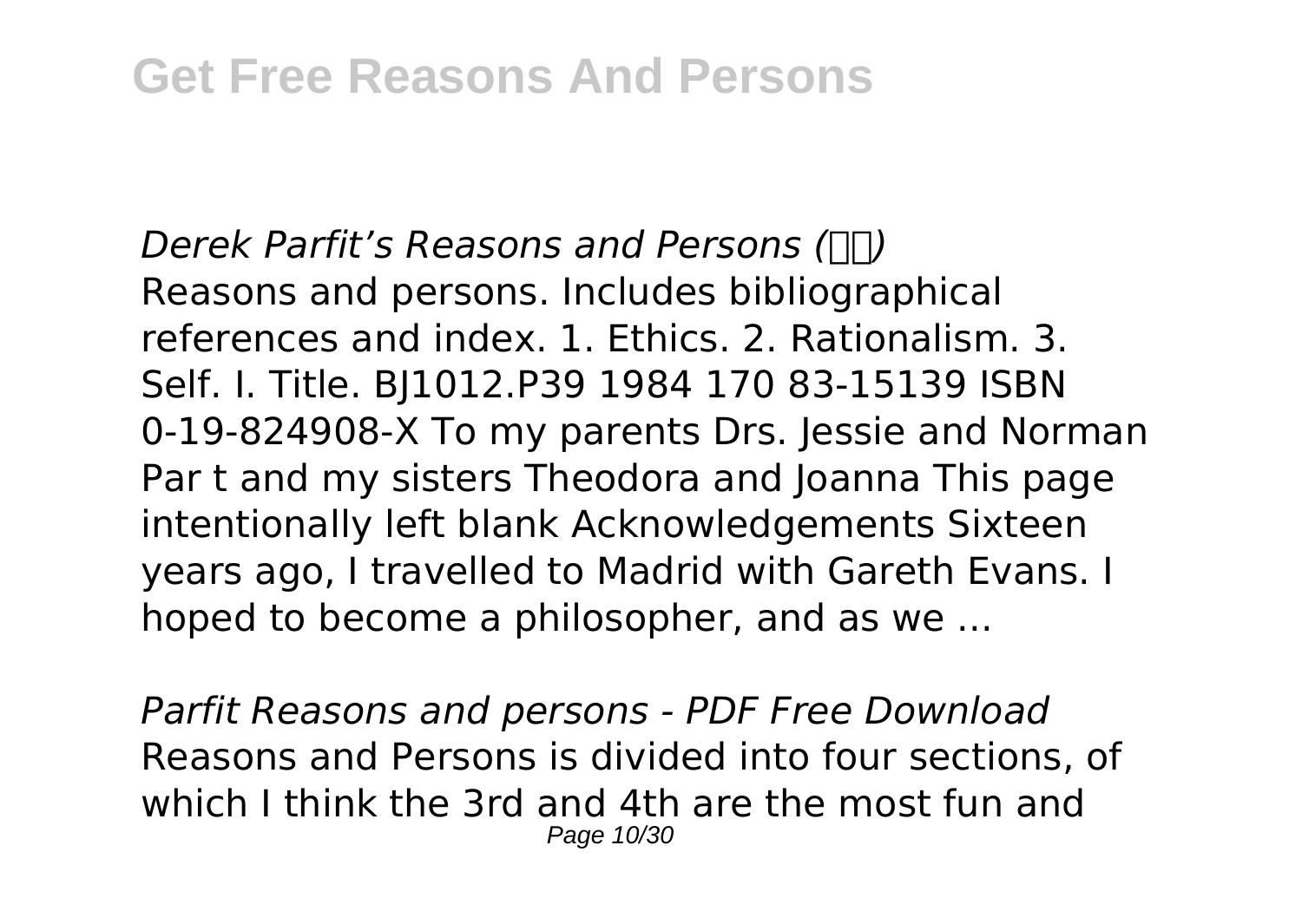Derek Parfit’s Reasons and Persons (□□)

Reasons and persons. Includes bibliographical references and index. 1. Ethics. 2. Rationalism. 3. Self. I. Title. BJ1012.P39 1984 170 83-15139 ISBN 0-19-824908-X To my parents Drs. Jessie and Norman Par t and my sisters Theodora and Joanna This page intentionally left blank Acknowledgements Sixteen years ago, I travelled to Madrid with Gareth Evans. I hoped to become a philosopher, and as we ...

*Parfit Reasons and persons - PDF Free Download*

Reasons and Persons is divided into four sections, of which I think the 3rd and 4th are the most fun and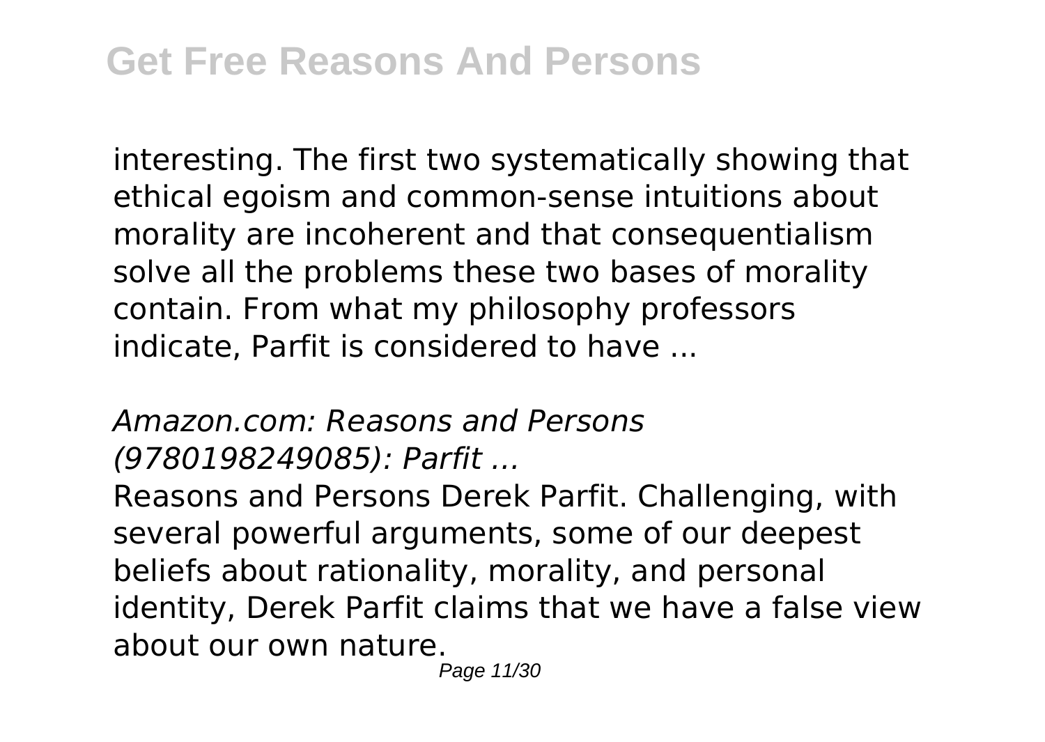interesting. The first two systematically showing that ethical egoism and common-sense intuitions about morality are incoherent and that consequentialism solve all the problems these two bases of morality contain. From what my philosophy professors indicate, Parfit is considered to have ...

*Amazon.com: Reasons and Persons (9780198249085): Parfit ...*

Reasons and Persons Derek Parfit. Challenging, with several powerful arguments, some of our deepest beliefs about rationality, morality, and personal identity, Derek Parfit claims that we have a false view about our own nature.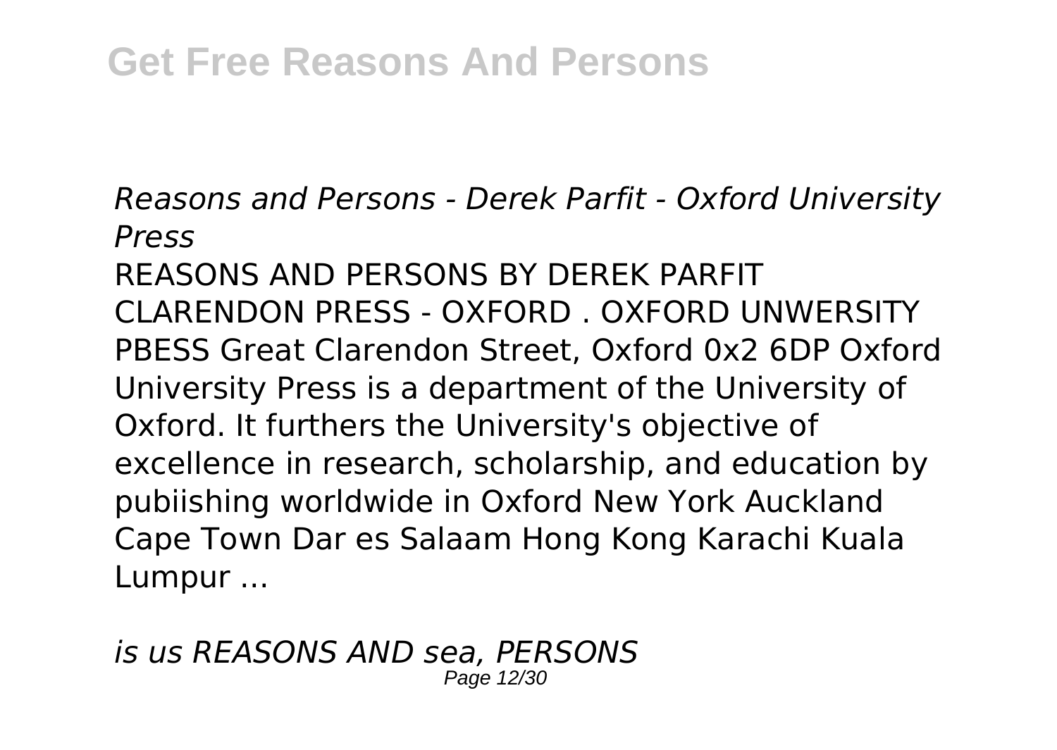*Reasons and Persons - Derek Parfit - Oxford University Press*

REASONS AND PERSONS BY DEREK PARFIT CLARENDON PRESS - OXFORD . OXFORD UNWERSITY PBESS Great Clarendon Street, Oxford 0x2 6DP Oxford University Press is a department of the University of Oxford. It furthers the University's objective of excellence in research, scholarship, and education by pubiishing worldwide in Oxford New York Auckland Cape Town Dar es Salaam Hong Kong Karachi Kuala Lumpur ...

*is us REASONS AND sea, PERSONS*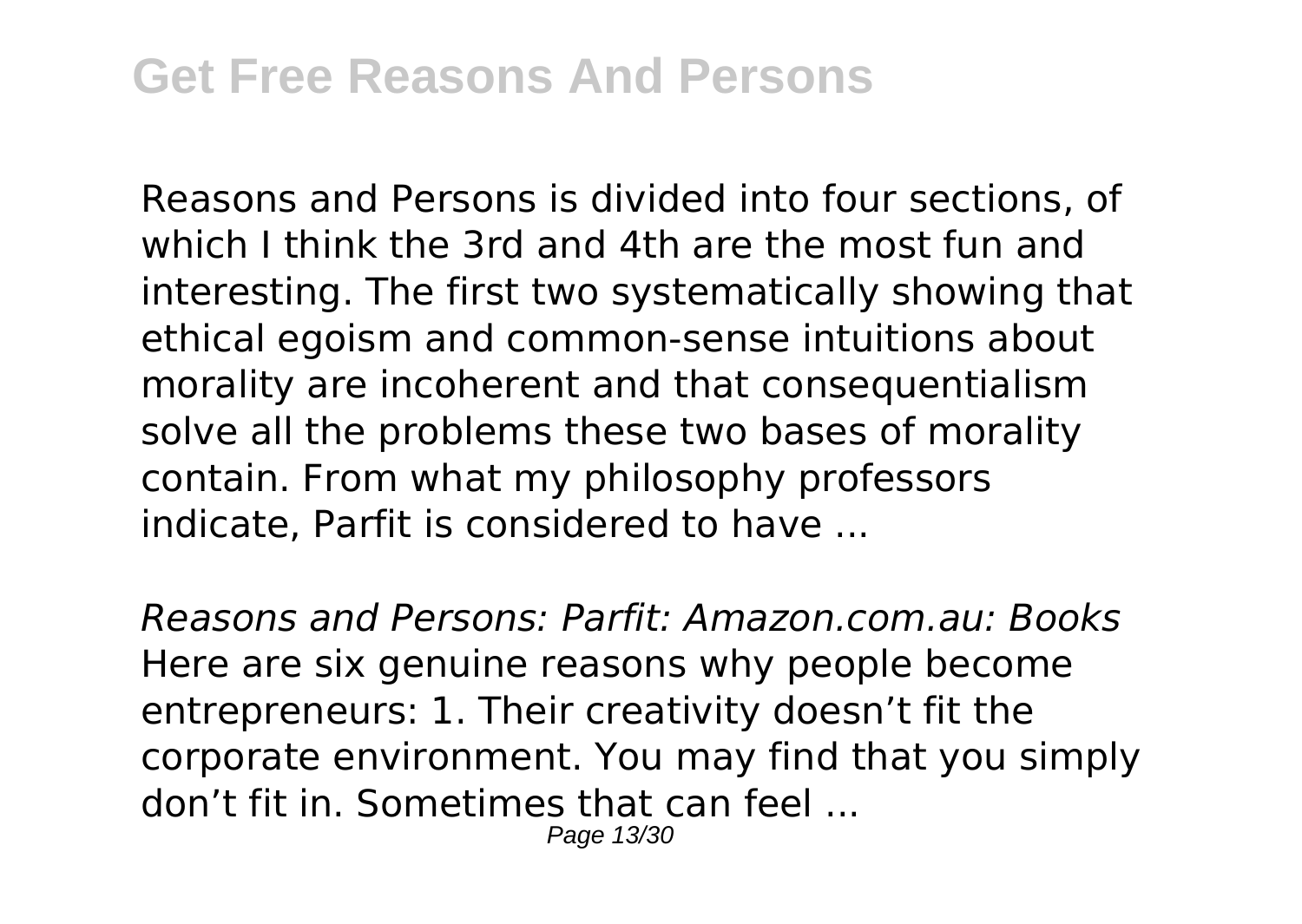Reasons and Persons is divided into four sections, of which I think the 3rd and 4th are the most fun and interesting. The first two systematically showing that ethical egoism and common-sense intuitions about morality are incoherent and that consequentialism solve all the problems these two bases of morality contain. From what my philosophy professors indicate, Parfit is considered to have ...

*Reasons and Persons: Parfit: Amazon.com.au: Books*
Here are six genuine reasons why people become entrepreneurs: 1. Their creativity doesn't fit the corporate environment. You may find that you simply don't fit in. Sometimes that can feel ...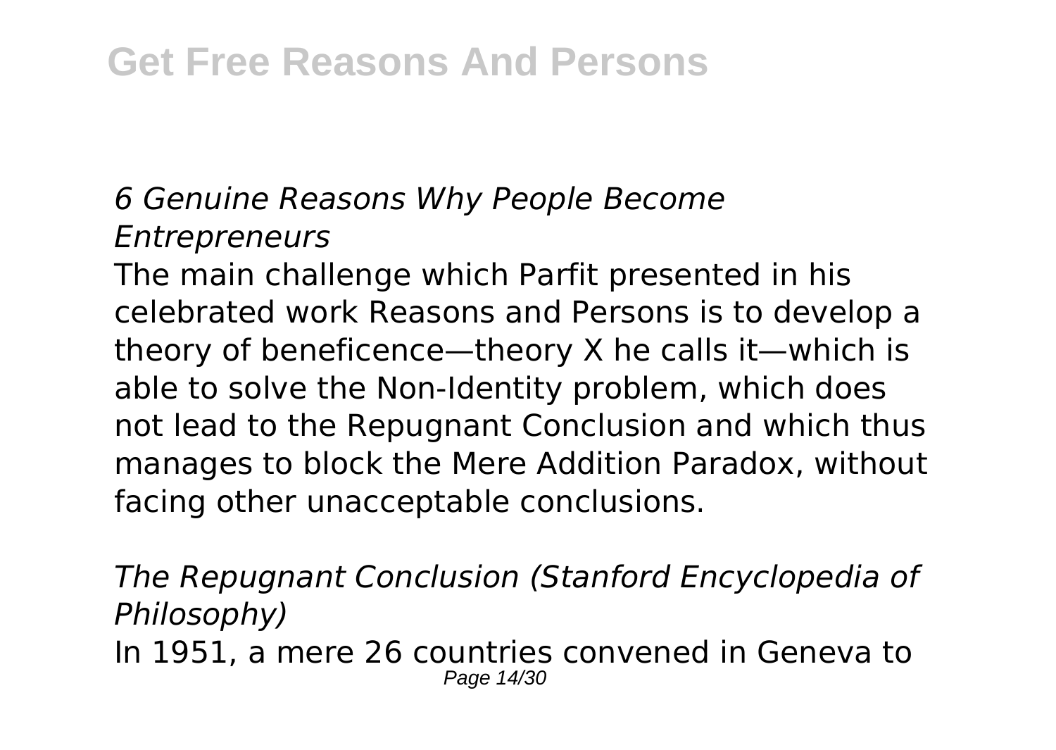*6 Genuine Reasons Why People Become Entrepreneurs*

The main challenge which Parfit presented in his celebrated work Reasons and Persons is to develop a theory of beneficence—theory X he calls it—which is able to solve the Non-Identity problem, which does not lead to the Repugnant Conclusion and which thus manages to block the Mere Addition Paradox, without facing other unacceptable conclusions.

*The Repugnant Conclusion (Stanford Encyclopedia of Philosophy)*

In 1951, a mere 26 countries convened in Geneva to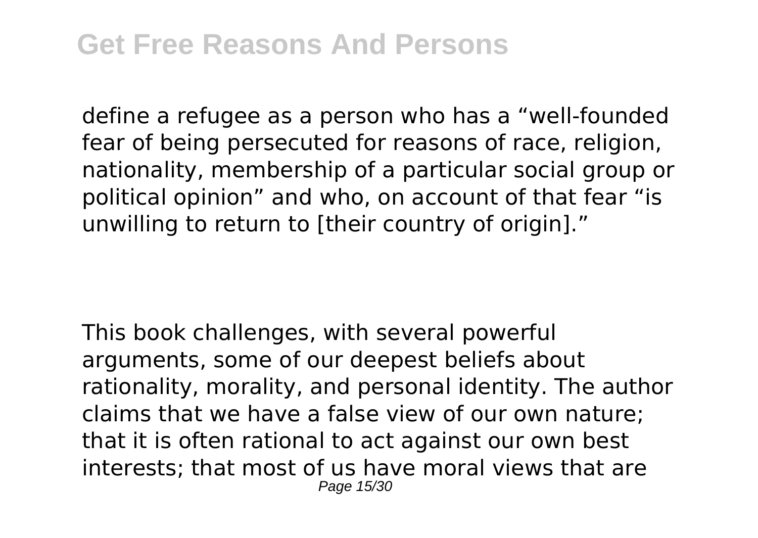define a refugee as a person who has a "well-founded fear of being persecuted for reasons of race, religion, nationality, membership of a particular social group or political opinion" and who, on account of that fear "is unwilling to return to [their country of origin]."

This book challenges, with several powerful arguments, some of our deepest beliefs about rationality, morality, and personal identity. The author claims that we have a false view of our own nature; that it is often rational to act against our own best interests; that most of us have moral views that are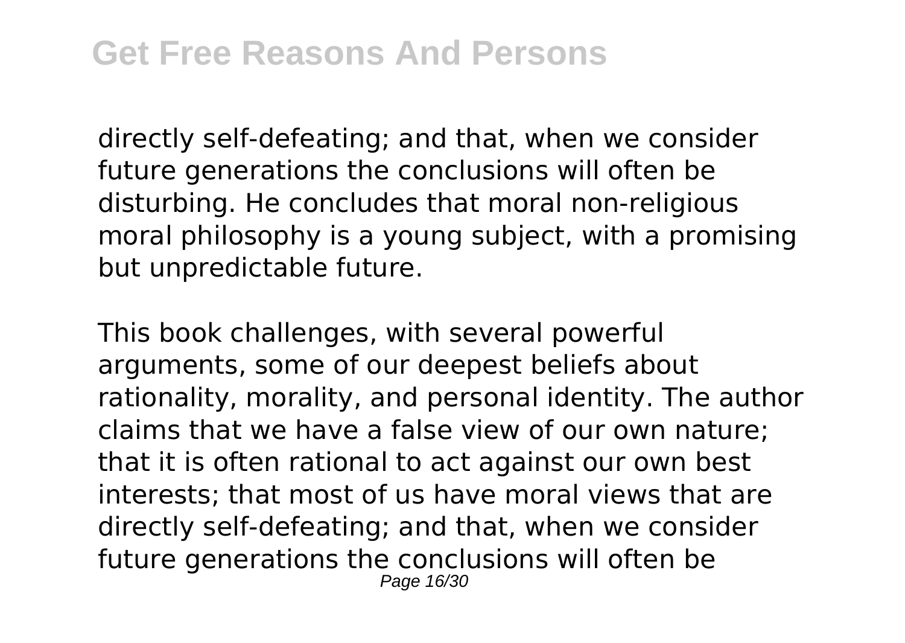directly self-defeating; and that, when we consider future generations the conclusions will often be disturbing. He concludes that moral non-religious moral philosophy is a young subject, with a promising but unpredictable future.

This book challenges, with several powerful arguments, some of our deepest beliefs about rationality, morality, and personal identity. The author claims that we have a false view of our own nature; that it is often rational to act against our own best interests; that most of us have moral views that are directly self-defeating; and that, when we consider future generations the conclusions will often be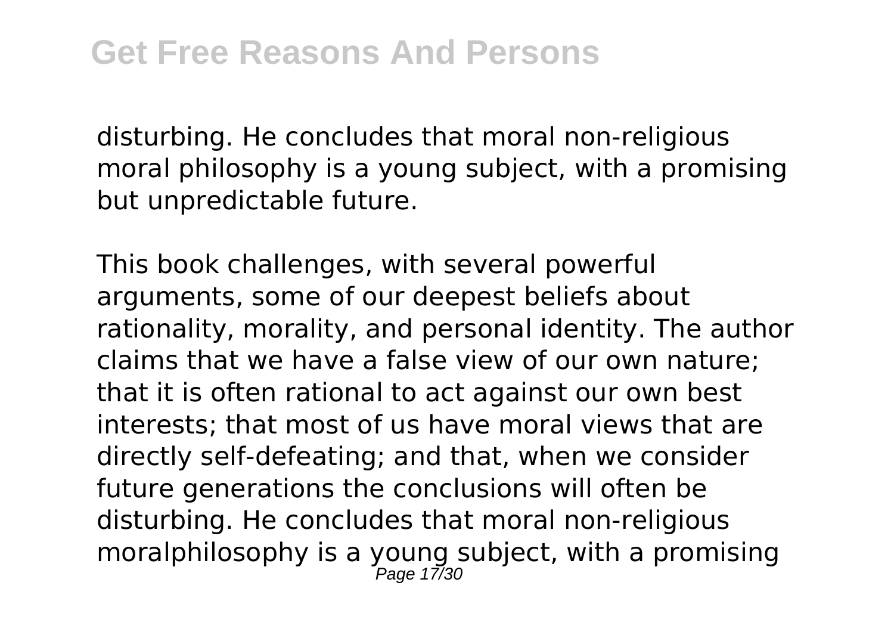disturbing. He concludes that moral non-religious moral philosophy is a young subject, with a promising but unpredictable future.

This book challenges, with several powerful arguments, some of our deepest beliefs about rationality, morality, and personal identity. The author claims that we have a false view of our own nature; that it is often rational to act against our own best interests; that most of us have moral views that are directly self-defeating; and that, when we consider future generations the conclusions will often be disturbing. He concludes that moral non-religious moralphilosophy is a young subject, with a promising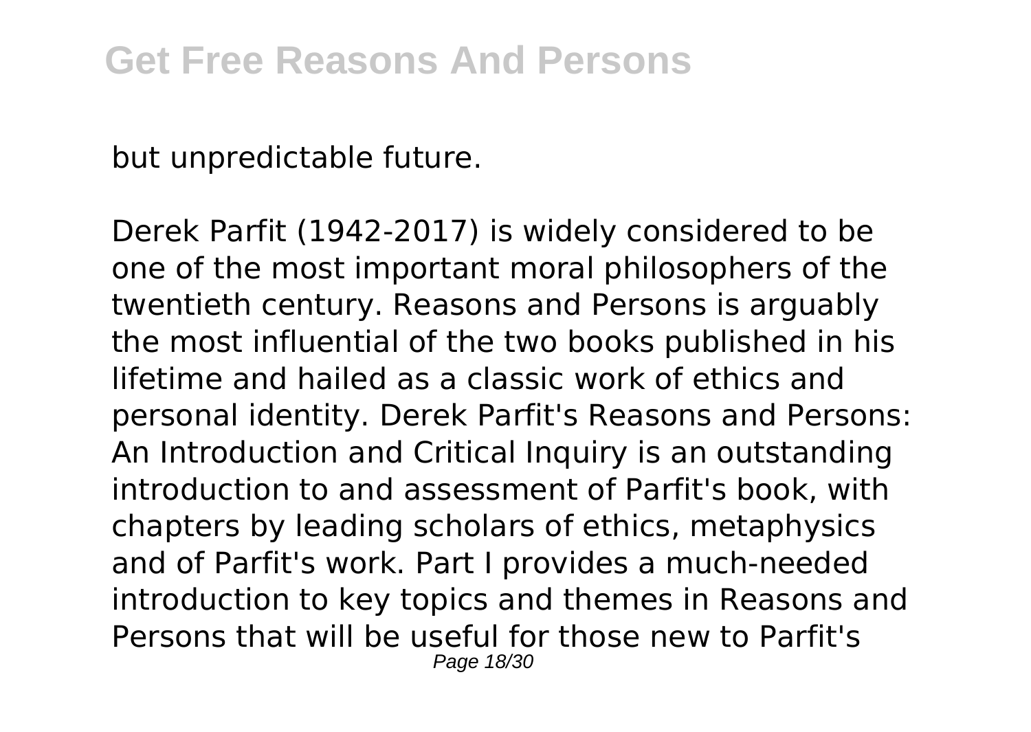but unpredictable future.

Derek Parfit (1942-2017) is widely considered to be one of the most important moral philosophers of the twentieth century. Reasons and Persons is arguably the most influential of the two books published in his lifetime and hailed as a classic work of ethics and personal identity. Derek Parfit's Reasons and Persons: An Introduction and Critical Inquiry is an outstanding introduction to and assessment of Parfit's book, with chapters by leading scholars of ethics, metaphysics and of Parfit's work. Part I provides a much-needed introduction to key topics and themes in Reasons and Persons that will be useful for those new to Parfit's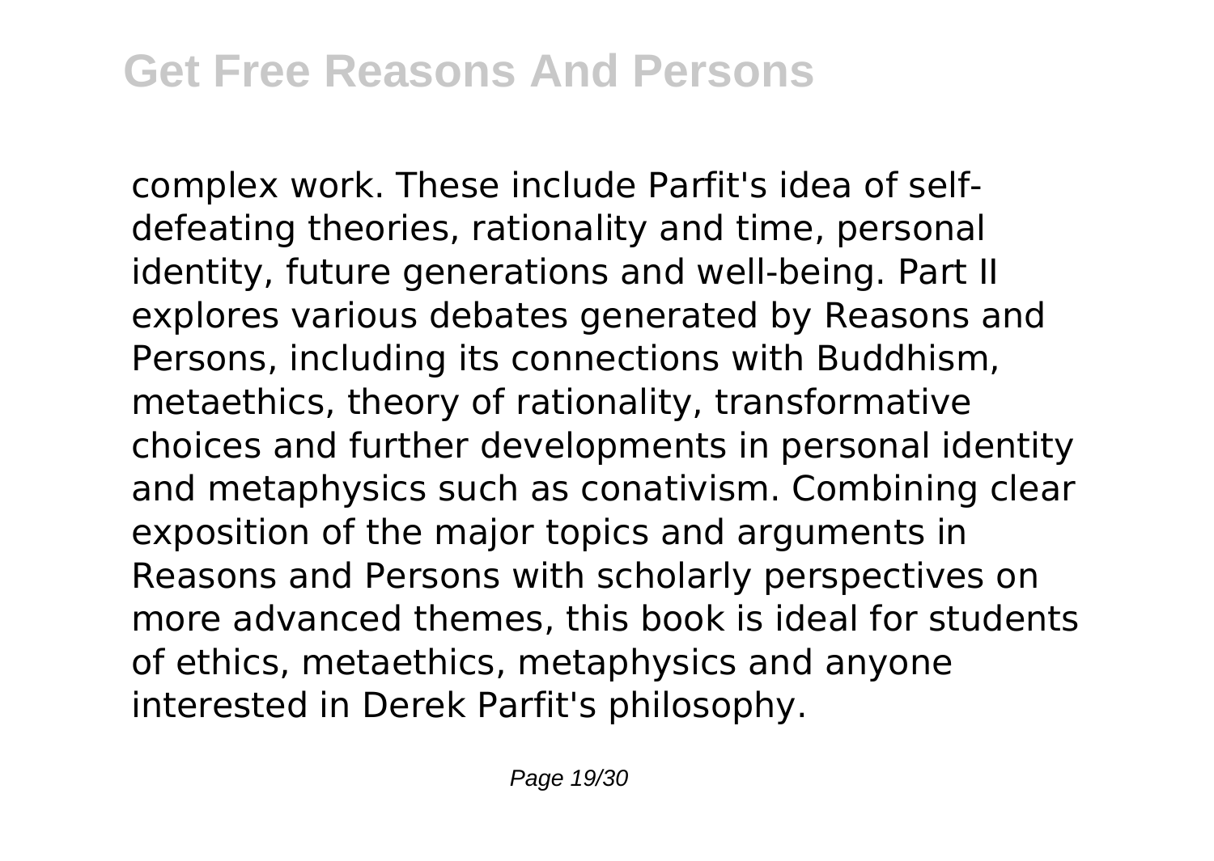complex work. These include Parfit's idea of self-defeating theories, rationality and time, personal identity, future generations and well-being. Part II explores various debates generated by Reasons and Persons, including its connections with Buddhism, metaethics, theory of rationality, transformative choices and further developments in personal identity and metaphysics such as conativism. Combining clear exposition of the major topics and arguments in Reasons and Persons with scholarly perspectives on more advanced themes, this book is ideal for students of ethics, metaethics, metaphysics and anyone interested in Derek Parfit's philosophy.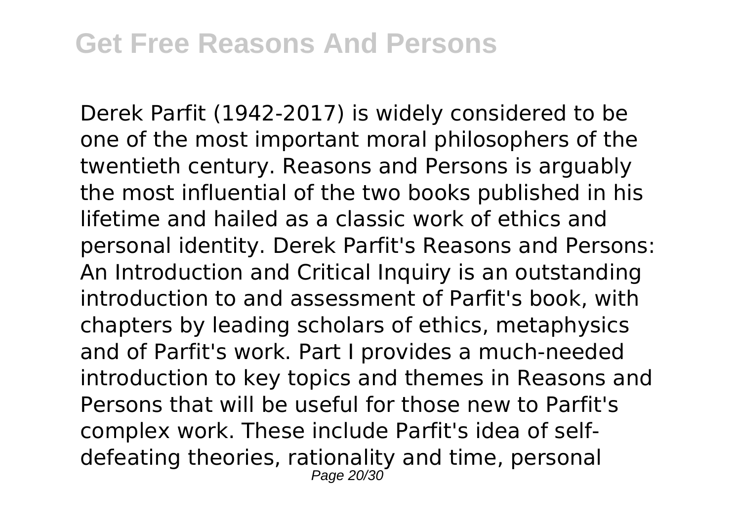Derek Parfit (1942-2017) is widely considered to be one of the most important moral philosophers of the twentieth century. Reasons and Persons is arguably the most influential of the two books published in his lifetime and hailed as a classic work of ethics and personal identity. Derek Parfit's Reasons and Persons: An Introduction and Critical Inquiry is an outstanding introduction to and assessment of Parfit's book, with chapters by leading scholars of ethics, metaphysics and of Parfit's work. Part I provides a much-needed introduction to key topics and themes in Reasons and Persons that will be useful for those new to Parfit's complex work. These include Parfit's idea of self-defeating theories, rationality and time, personal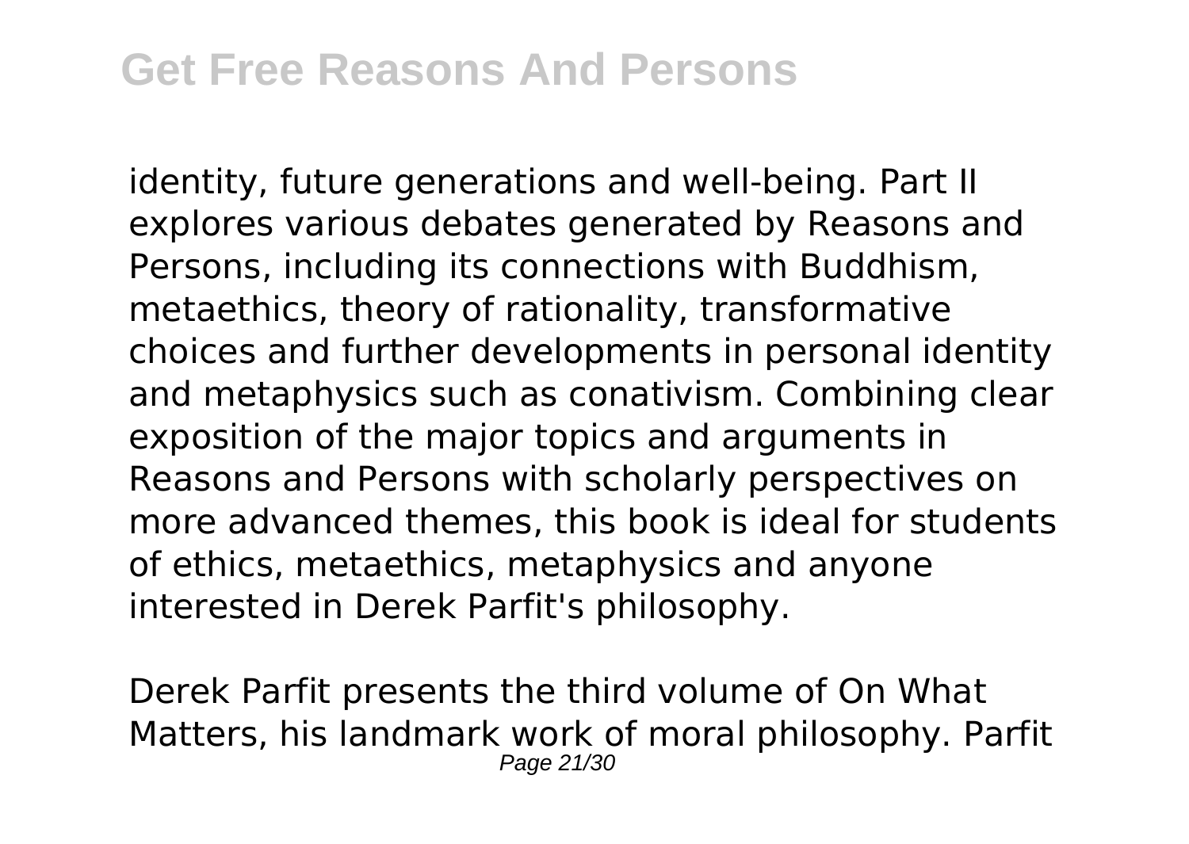identity, future generations and well-being. Part II explores various debates generated by Reasons and Persons, including its connections with Buddhism, metaethics, theory of rationality, transformative choices and further developments in personal identity and metaphysics such as conativism. Combining clear exposition of the major topics and arguments in Reasons and Persons with scholarly perspectives on more advanced themes, this book is ideal for students of ethics, metaethics, metaphysics and anyone interested in Derek Parfit's philosophy.

Derek Parfit presents the third volume of On What Matters, his landmark work of moral philosophy. Parfit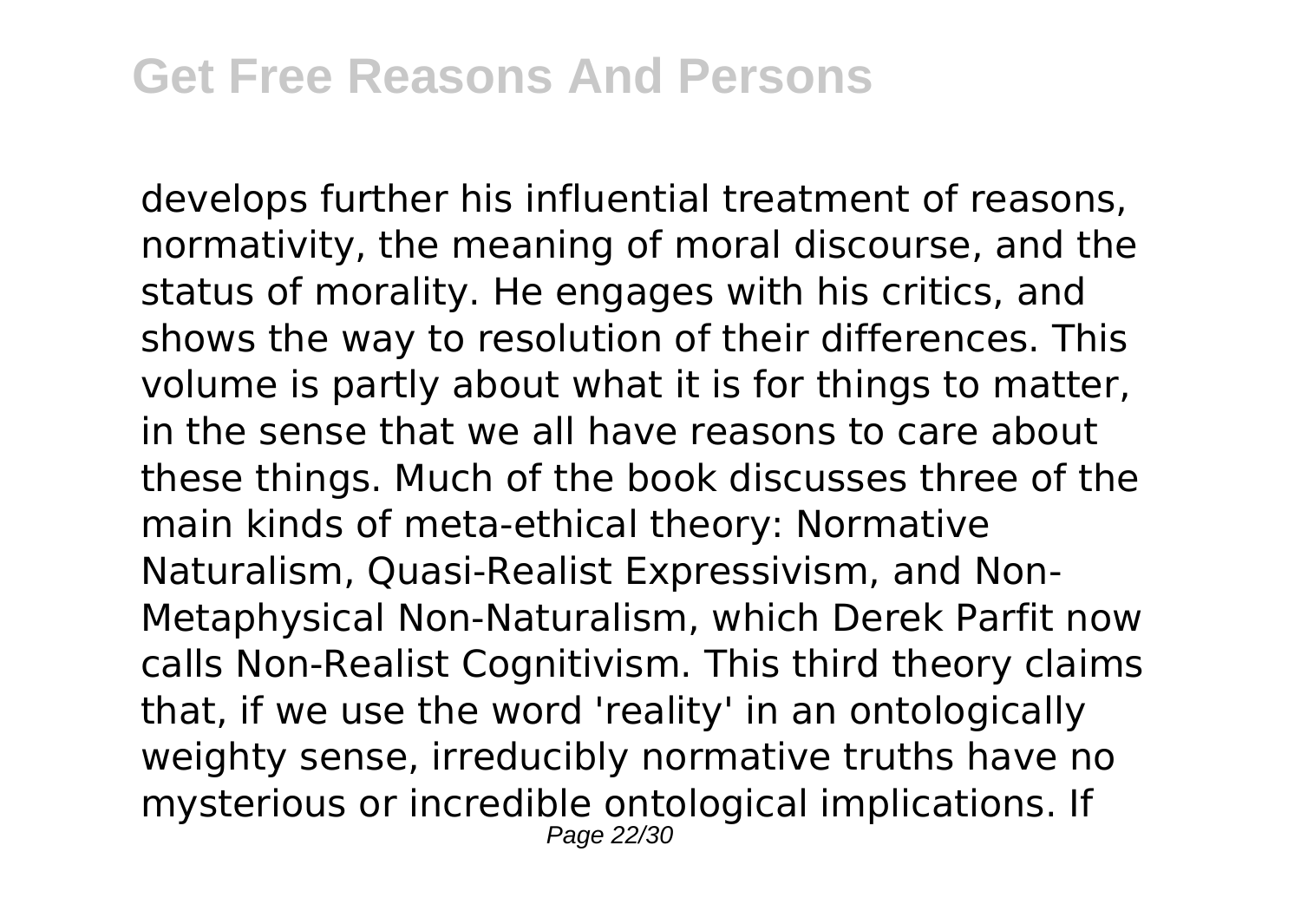develops further his influential treatment of reasons, normativity, the meaning of moral discourse, and the status of morality. He engages with his critics, and shows the way to resolution of their differences. This volume is partly about what it is for things to matter, in the sense that we all have reasons to care about these things. Much of the book discusses three of the main kinds of meta-ethical theory: Normative Naturalism, Quasi-Realist Expressivism, and Non-Metaphysical Non-Naturalism, which Derek Parfit now calls Non-Realist Cognitivism. This third theory claims that, if we use the word 'reality' in an ontologically weighty sense, irreducibly normative truths have no mysterious or incredible ontological implications. If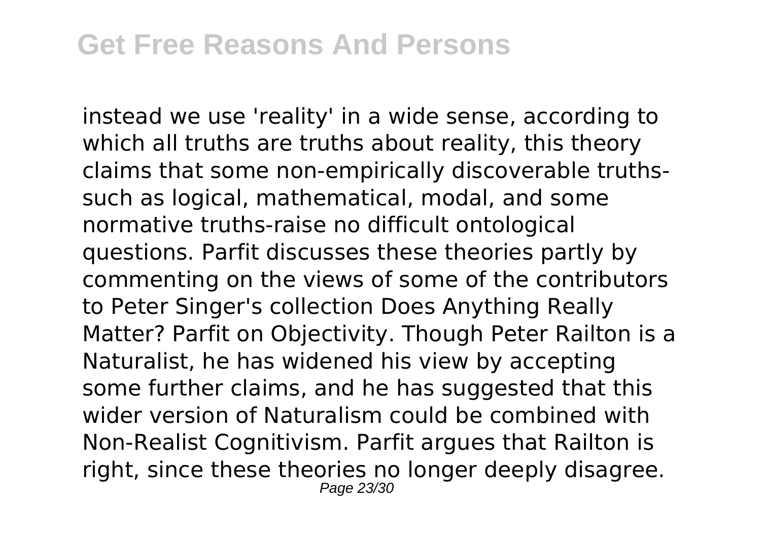instead we use 'reality' in a wide sense, according to which all truths are truths about reality, this theory claims that some non-empirically discoverable truths-such as logical, mathematical, modal, and some normative truths-raise no difficult ontological questions. Parfit discusses these theories partly by commenting on the views of some of the contributors to Peter Singer's collection Does Anything Really Matter? Parfit on Objectivity. Though Peter Railton is a Naturalist, he has widened his view by accepting some further claims, and he has suggested that this wider version of Naturalism could be combined with Non-Realist Cognitivism. Parfit argues that Railton is right, since these theories no longer deeply disagree.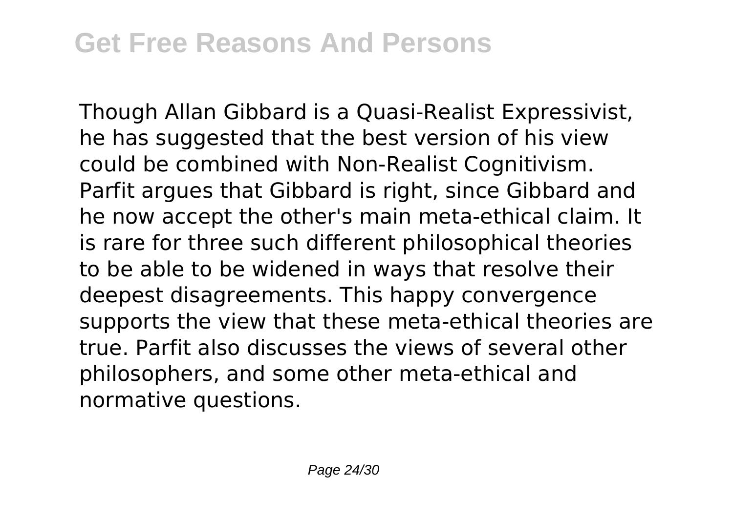Though Allan Gibbard is a Quasi-Realist Expressivist, he has suggested that the best version of his view could be combined with Non-Realist Cognitivism. Parfit argues that Gibbard is right, since Gibbard and he now accept the other's main meta-ethical claim. It is rare for three such different philosophical theories to be able to be widened in ways that resolve their deepest disagreements. This happy convergence supports the view that these meta-ethical theories are true. Parfit also discusses the views of several other philosophers, and some other meta-ethical and normative questions.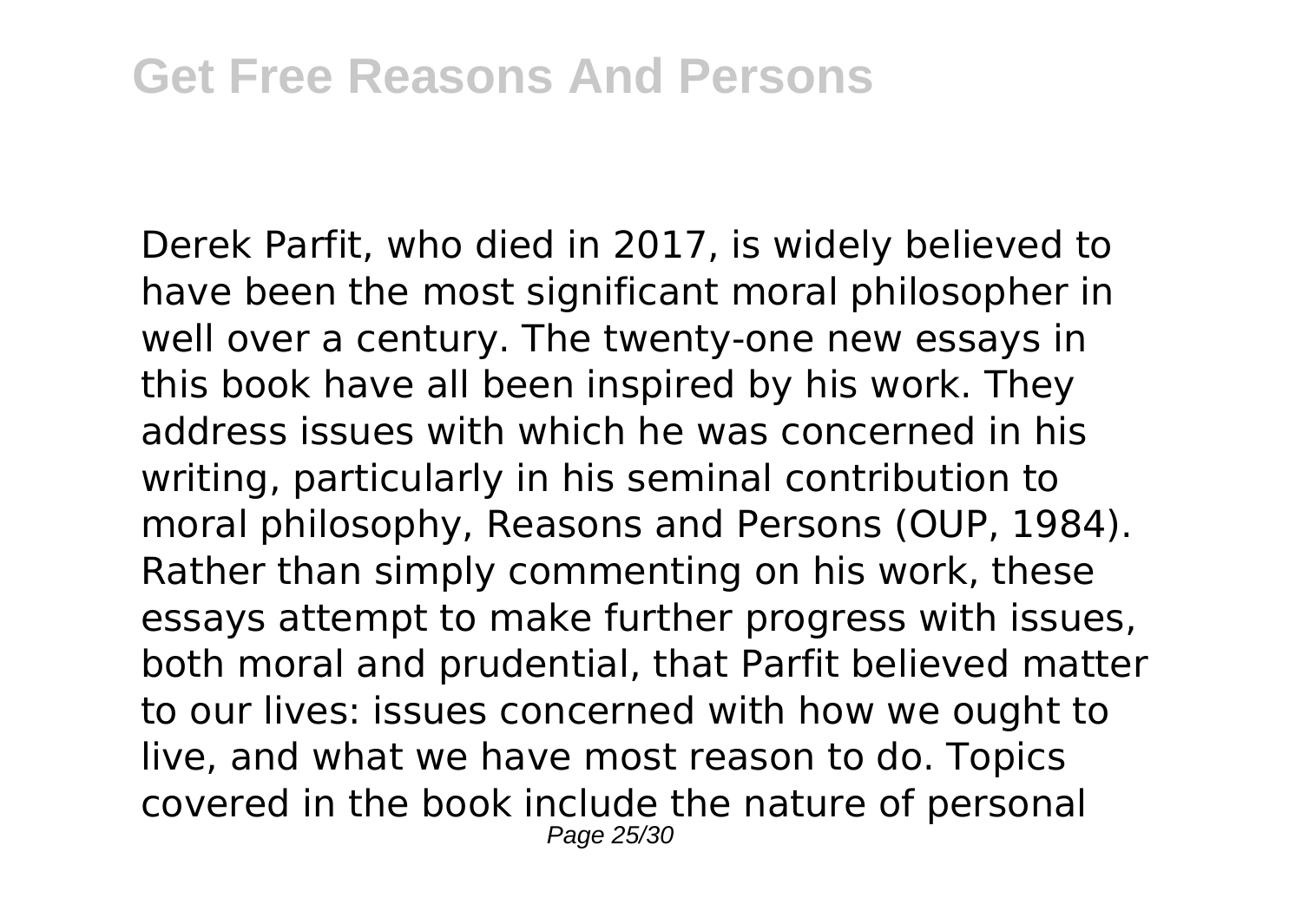Derek Parfit, who died in 2017, is widely believed to have been the most significant moral philosopher in well over a century. The twenty-one new essays in this book have all been inspired by his work. They address issues with which he was concerned in his writing, particularly in his seminal contribution to moral philosophy, Reasons and Persons (OUP, 1984). Rather than simply commenting on his work, these essays attempt to make further progress with issues, both moral and prudential, that Parfit believed matter to our lives: issues concerned with how we ought to live, and what we have most reason to do. Topics covered in the book include the nature of personal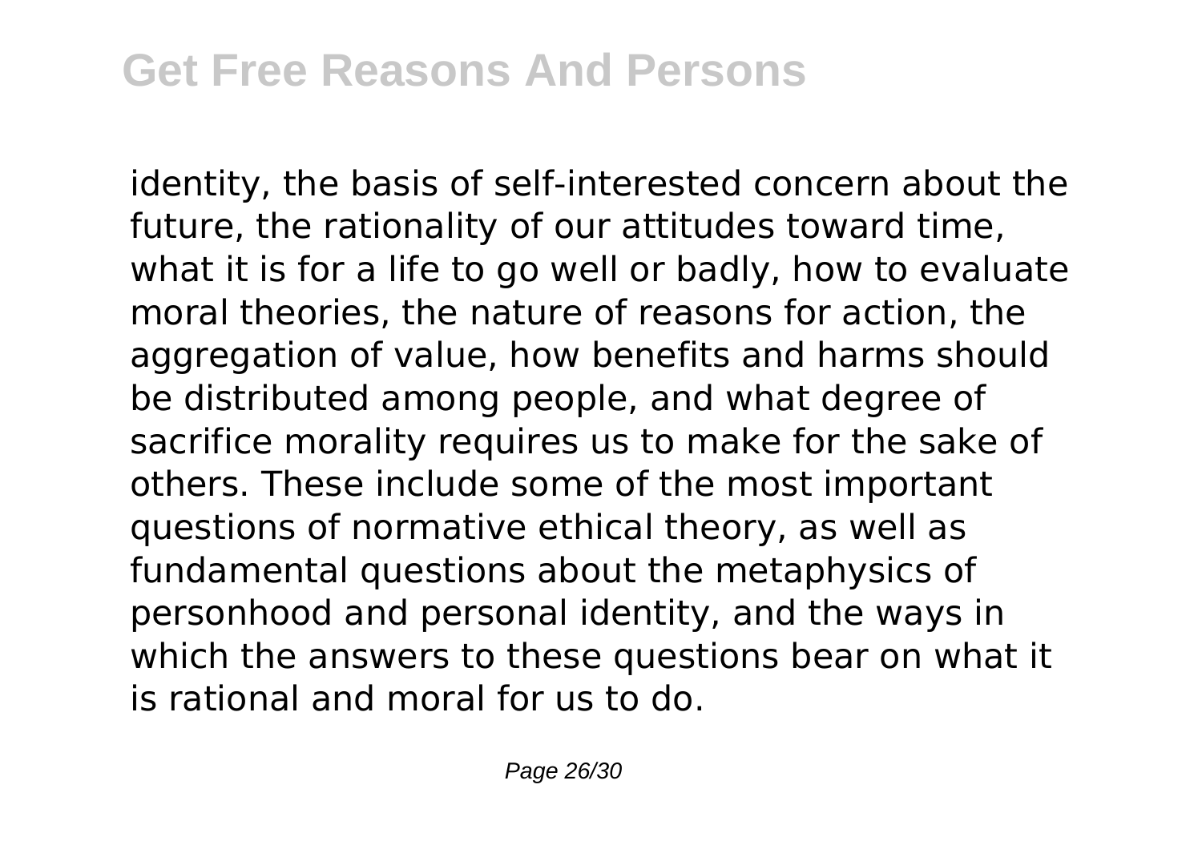identity, the basis of self-interested concern about the future, the rationality of our attitudes toward time, what it is for a life to go well or badly, how to evaluate moral theories, the nature of reasons for action, the aggregation of value, how benefits and harms should be distributed among people, and what degree of sacrifice morality requires us to make for the sake of others. These include some of the most important questions of normative ethical theory, as well as fundamental questions about the metaphysics of personhood and personal identity, and the ways in which the answers to these questions bear on what it is rational and moral for us to do.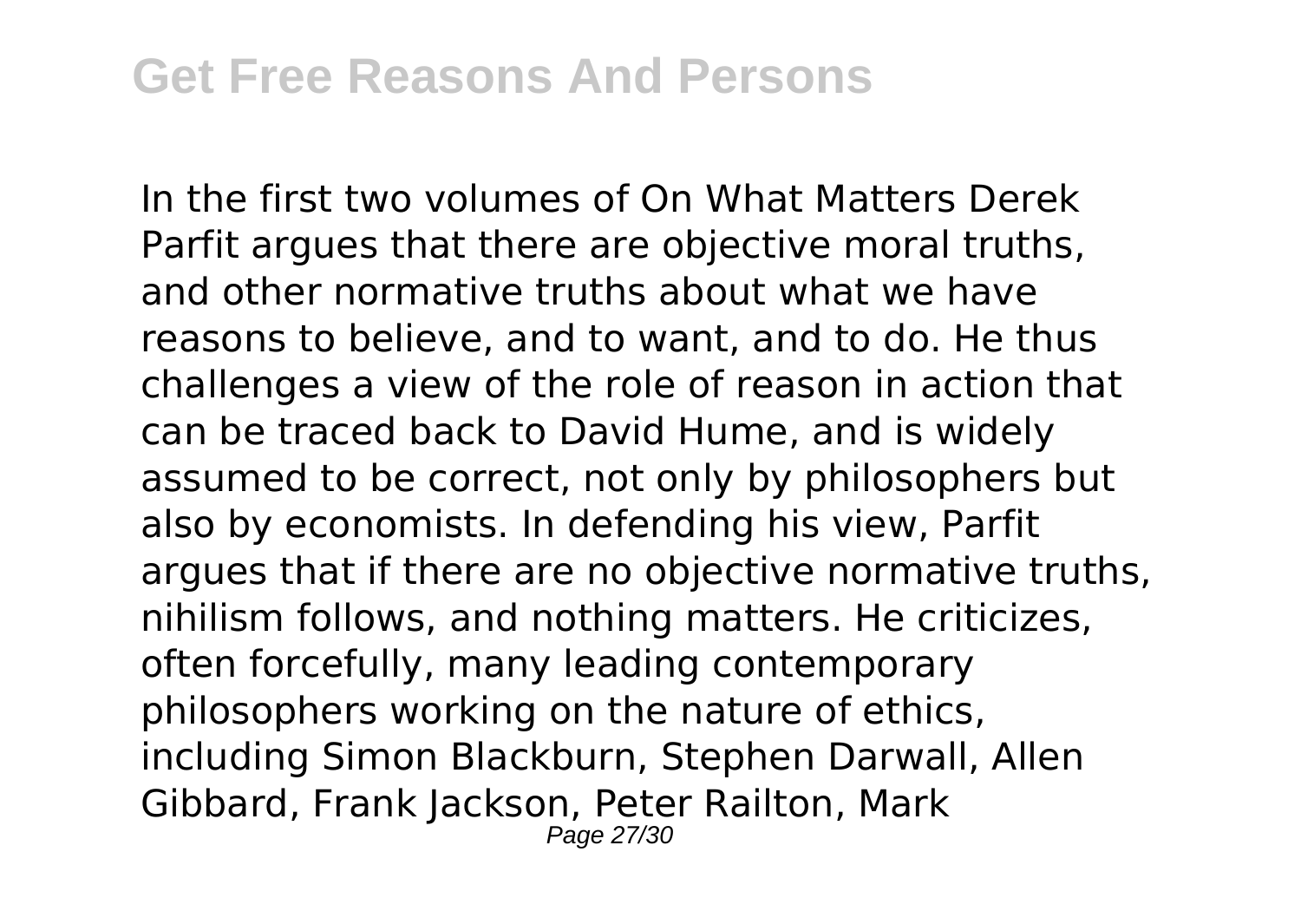In the first two volumes of On What Matters Derek Parfit argues that there are objective moral truths, and other normative truths about what we have reasons to believe, and to want, and to do. He thus challenges a view of the role of reason in action that can be traced back to David Hume, and is widely assumed to be correct, not only by philosophers but also by economists. In defending his view, Parfit argues that if there are no objective normative truths, nihilism follows, and nothing matters. He criticizes, often forcefully, many leading contemporary philosophers working on the nature of ethics, including Simon Blackburn, Stephen Darwall, Allen Gibbard, Frank Jackson, Peter Railton, Mark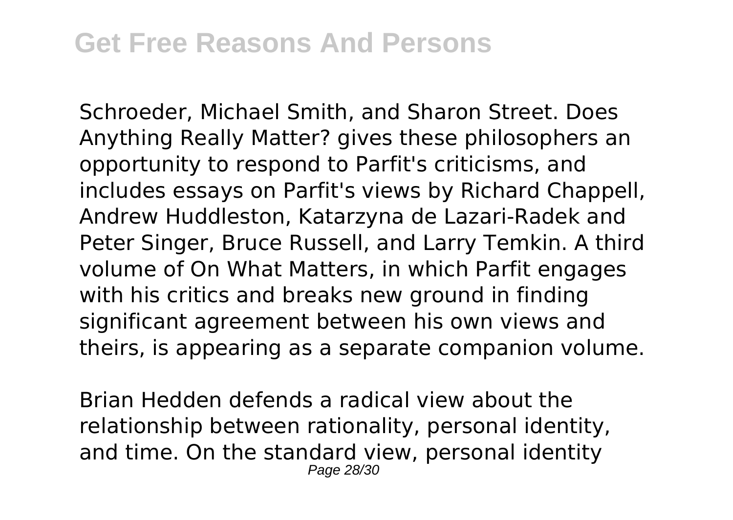Schroeder, Michael Smith, and Sharon Street. Does Anything Really Matter? gives these philosophers an opportunity to respond to Parfit's criticisms, and includes essays on Parfit's views by Richard Chappell, Andrew Huddleston, Katarzyna de Lazari-Radek and Peter Singer, Bruce Russell, and Larry Temkin. A third volume of On What Matters, in which Parfit engages with his critics and breaks new ground in finding significant agreement between his own views and theirs, is appearing as a separate companion volume.

Brian Hedden defends a radical view about the relationship between rationality, personal identity, and time. On the standard view, personal identity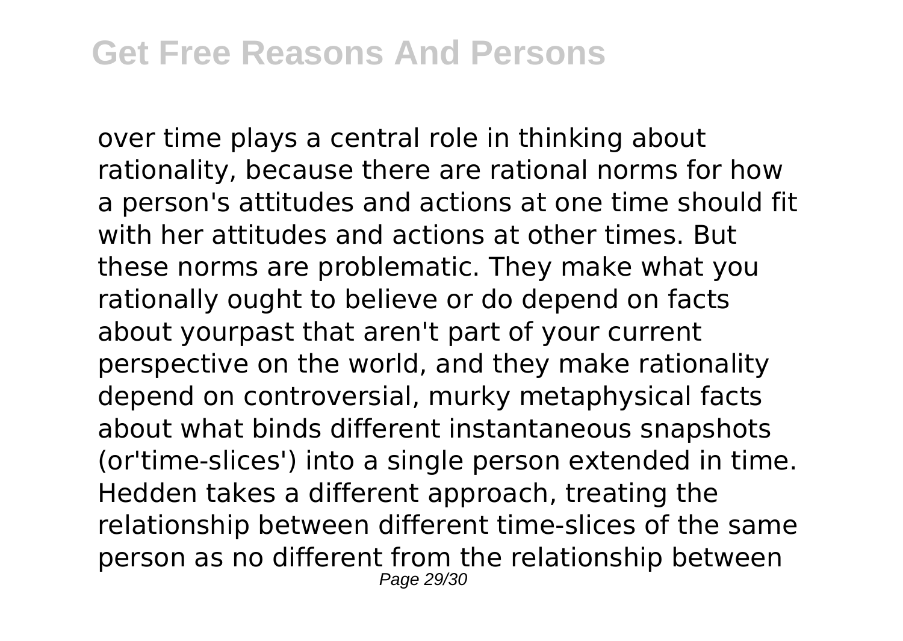over time plays a central role in thinking about rationality, because there are rational norms for how a person's attitudes and actions at one time should fit with her attitudes and actions at other times. But these norms are problematic. They make what you rationally ought to believe or do depend on facts about yourpast that aren't part of your current perspective on the world, and they make rationality depend on controversial, murky metaphysical facts about what binds different instantaneous snapshots (or'time-slices') into a single person extended in time. Hedden takes a different approach, treating the relationship between different time-slices of the same person as no different from the relationship between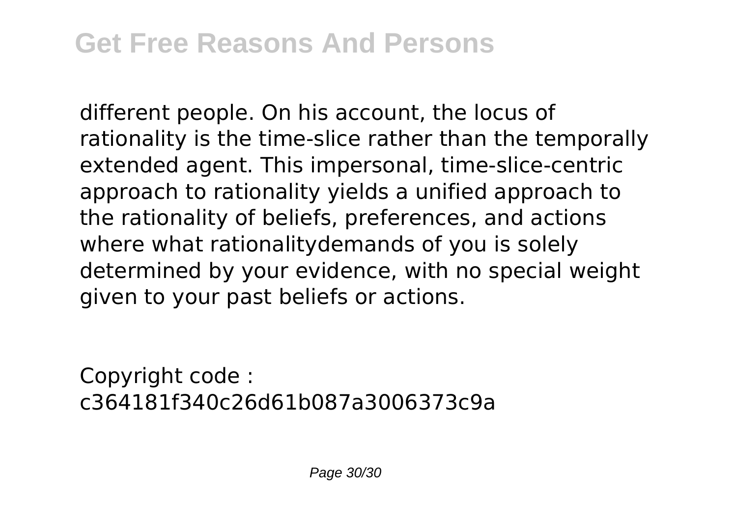different people. On his account, the locus of rationality is the time-slice rather than the temporally extended agent. This impersonal, time-slice-centric approach to rationality yields a unified approach to the rationality of beliefs, preferences, and actions where what rationalitydemands of you is solely determined by your evidence, with no special weight given to your past beliefs or actions.

Copyright code : c364181f340c26d61b087a3006373c9a